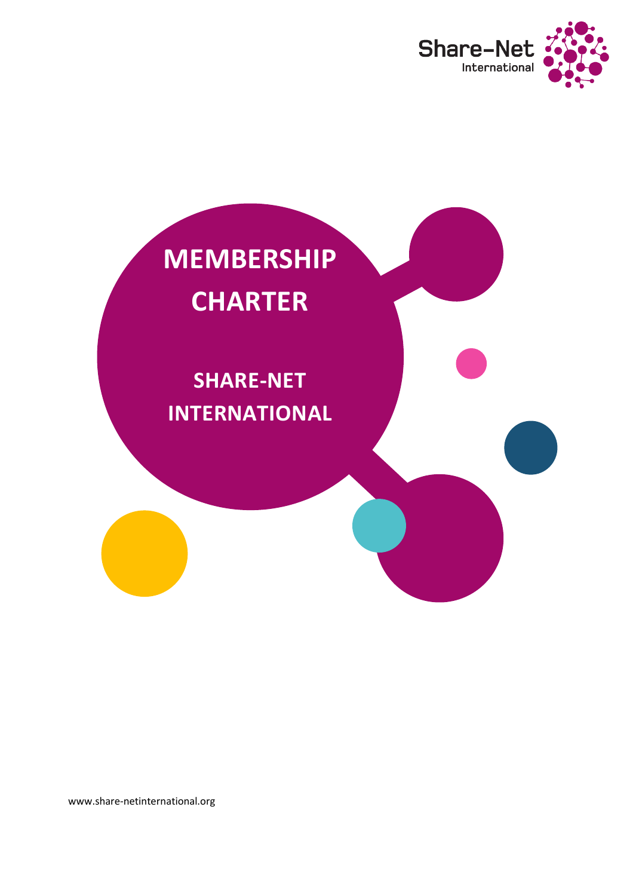Share-Net International

# MEMBERSHIP CHARTER

## SHARE-NET INTERNATIONAL

www.share-netinternational.org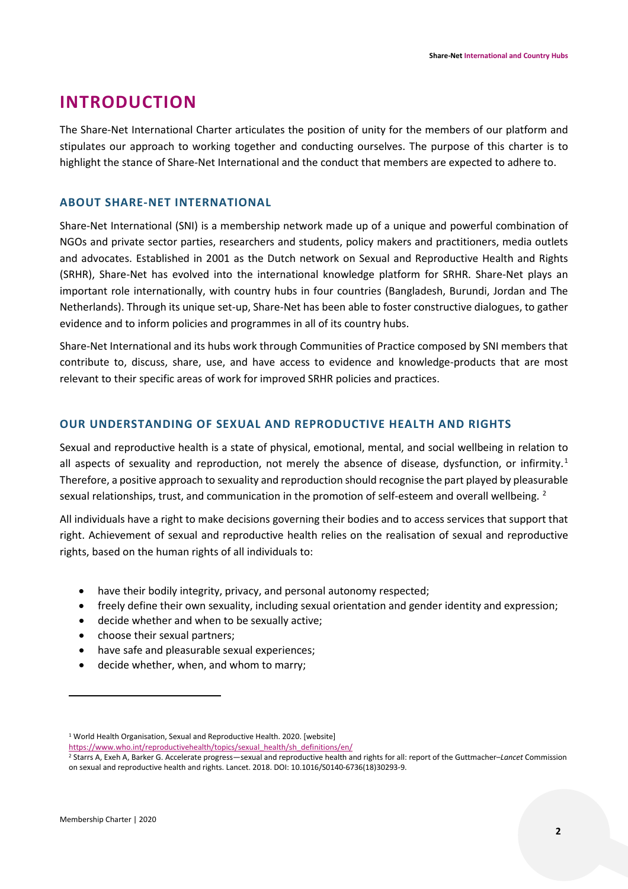# INTRODUCTION

The Share-Net International Charter articulates the position of unity for the members of our platform and stipulates our approach to working together and conducting ourselves. The purpose of this charter is to highlight the stance of Share-Net International and the conduct that members are expected to adhere to.

## ABOUT SHARE-NET INTERNATIONAL

Share-Net International (SNI) is a membership network made up of a unique and powerful combination of NGOs and private sector parties, researchers and students, policy makers and practitioners, media outlets and advocates. Established in 2001 as the Dutch network on Sexual and Reproductive Health and Rights (SRHR), Share-Net has evolved into the international knowledge platform for SRHR. Share-Net plays an important role internationally, with country hubs in four countries (Bangladesh, Burundi, Jordan and The Netherlands). Through its unique set-up, Share-Net has been able to foster constructive dialogues, to gather evidence and to inform policies and programmes in all of its country hubs.

Share-Net International and its hubs work through Communities of Practice composed by SNI members that contribute to, discuss, share, use, and have access to evidence and knowledge-products that are most relevant to their specific areas of work for improved SRHR policies and practices.

## OUR UNDERSTANDING OF SEXUAL AND REPRODUCTIVE HEALTH AND RIGHTS

Sexual and reproductive health is a state of physical, emotional, mental, and social wellbeing in relation to all aspects of sexuality and reproduction, not merely the absence of disease, dysfunction, or infirmity.[1] Therefore, a positive approach to sexuality and reproduction should recognise the part played by pleasurable sexual relationships, trust, and communication in the promotion of self-esteem and overall wellbeing. [2]

All individuals have a right to make decisions governing their bodies and to access services that support that right. Achievement of sexual and reproductive health relies on the realisation of sexual and reproductive rights, based on the human rights of all individuals to:

- have their bodily integrity, privacy, and personal autonomy respected;
- freely define their own sexuality, including sexual orientation and gender identity and expression;
- decide whether and when to be sexually active;
- choose their sexual partners;
- have safe and pleasurable sexual experiences;
- decide whether, when, and whom to marry;

---

[1] World Health Organisation, Sexual and Reproductive Health. 2020. [website] https://www.who.int/reproductivehealth/topics/sexual_health/sh_definitions/en/

[2] Starrs A, Exeh A, Barker G. Accelerate progress—sexual and reproductive health and rights for all: report of the Guttmacher–*Lancet* Commission on sexual and reproductive health and rights. Lancet. 2018. DOI: 10.1016/S0140-6736(18)30293-9.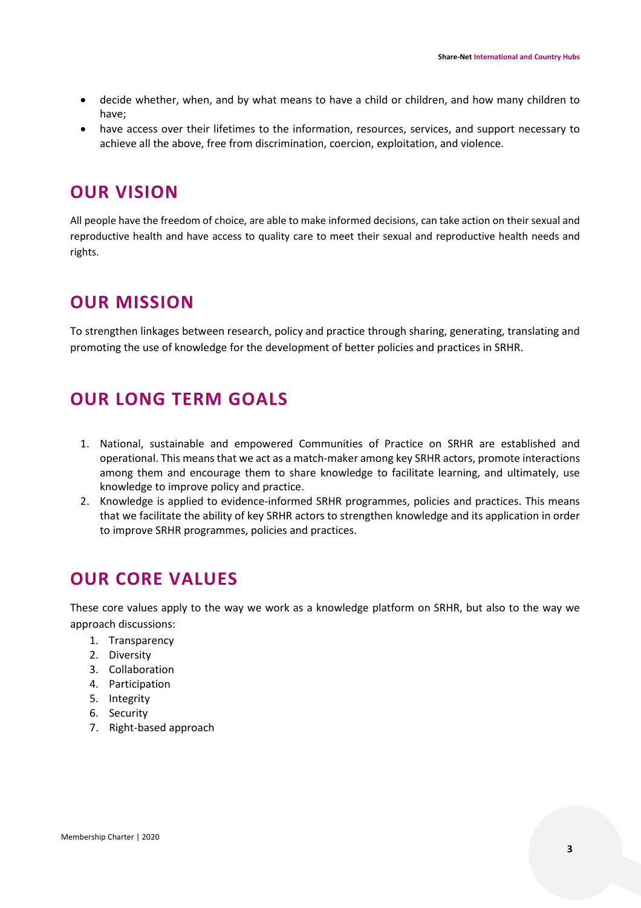- decide whether, when, and by what means to have a child or children, and how many children to have;
- have access over their lifetimes to the information, resources, services, and support necessary to achieve all the above, free from discrimination, coercion, exploitation, and violence.

## OUR VISION

All people have the freedom of choice, are able to make informed decisions, can take action on their sexual and reproductive health and have access to quality care to meet their sexual and reproductive health needs and rights.

## OUR MISSION

To strengthen linkages between research, policy and practice through sharing, generating, translating and promoting the use of knowledge for the development of better policies and practices in SRHR.

## OUR LONG TERM GOALS

1. National, sustainable and empowered Communities of Practice on SRHR are established and operational. This means that we act as a match-maker among key SRHR actors, promote interactions among them and encourage them to share knowledge to facilitate learning, and ultimately, use knowledge to improve policy and practice.
2. Knowledge is applied to evidence-informed SRHR programmes, policies and practices. This means that we facilitate the ability of key SRHR actors to strengthen knowledge and its application in order to improve SRHR programmes, policies and practices.

## OUR CORE VALUES

These core values apply to the way we work as a knowledge platform on SRHR, but also to the way we approach discussions:

1. Transparency
2. Diversity
3. Collaboration
4. Participation
5. Integrity
6. Security
7. Right-based approach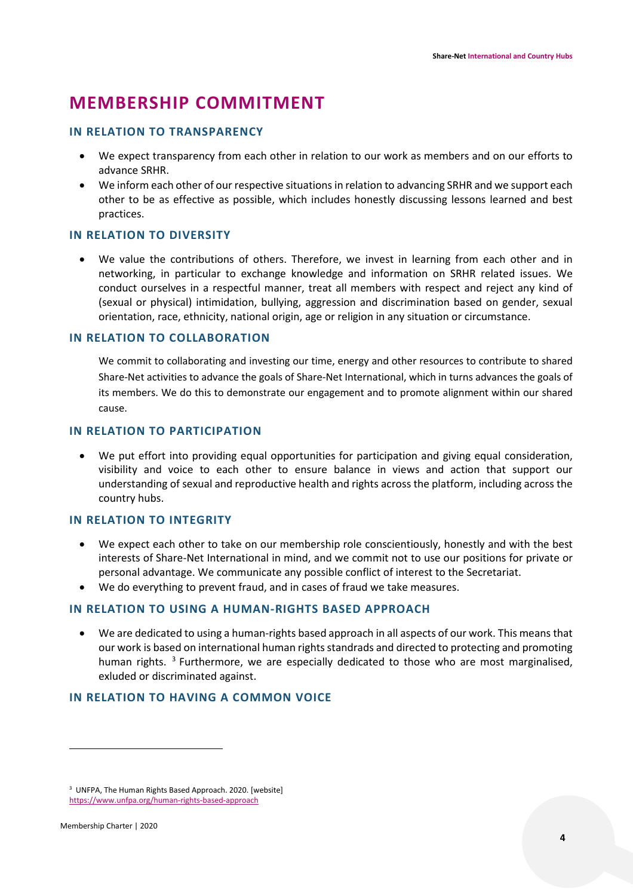# MEMBERSHIP COMMITMENT

### IN RELATION TO TRANSPARENCY

- We expect transparency from each other in relation to our work as members and on our efforts to advance SRHR.
- We inform each other of our respective situations in relation to advancing SRHR and we support each other to be as effective as possible, which includes honestly discussing lessons learned and best practices.

### IN RELATION TO DIVERSITY

- We value the contributions of others. Therefore, we invest in learning from each other and in networking, in particular to exchange knowledge and information on SRHR related issues. We conduct ourselves in a respectful manner, treat all members with respect and reject any kind of (sexual or physical) intimidation, bullying, aggression and discrimination based on gender, sexual orientation, race, ethnicity, national origin, age or religion in any situation or circumstance.

### IN RELATION TO COLLABORATION

We commit to collaborating and investing our time, energy and other resources to contribute to shared Share-Net activities to advance the goals of Share-Net International, which in turns advances the goals of its members. We do this to demonstrate our engagement and to promote alignment within our shared cause.

### IN RELATION TO PARTICIPATION

- We put effort into providing equal opportunities for participation and giving equal consideration, visibility and voice to each other to ensure balance in views and action that support our understanding of sexual and reproductive health and rights across the platform, including across the country hubs.

### IN RELATION TO INTEGRITY

- We expect each other to take on our membership role conscientiously, honestly and with the best interests of Share-Net International in mind, and we commit not to use our positions for private or personal advantage. We communicate any possible conflict of interest to the Secretariat.
- We do everything to prevent fraud, and in cases of fraud we take measures.

### IN RELATION TO USING A HUMAN-RIGHTS BASED APPROACH

- We are dedicated to using a human-rights based approach in all aspects of our work. This means that our work is based on international human rights standrads and directed to protecting and promoting human rights. [3] Furthermore, we are especially dedicated to those who are most marginalised, exluded or discriminated against.

### IN RELATION TO HAVING A COMMON VOICE

[3] UNFPA, The Human Rights Based Approach. 2020. [website] https://www.unfpa.org/human-rights-based-approach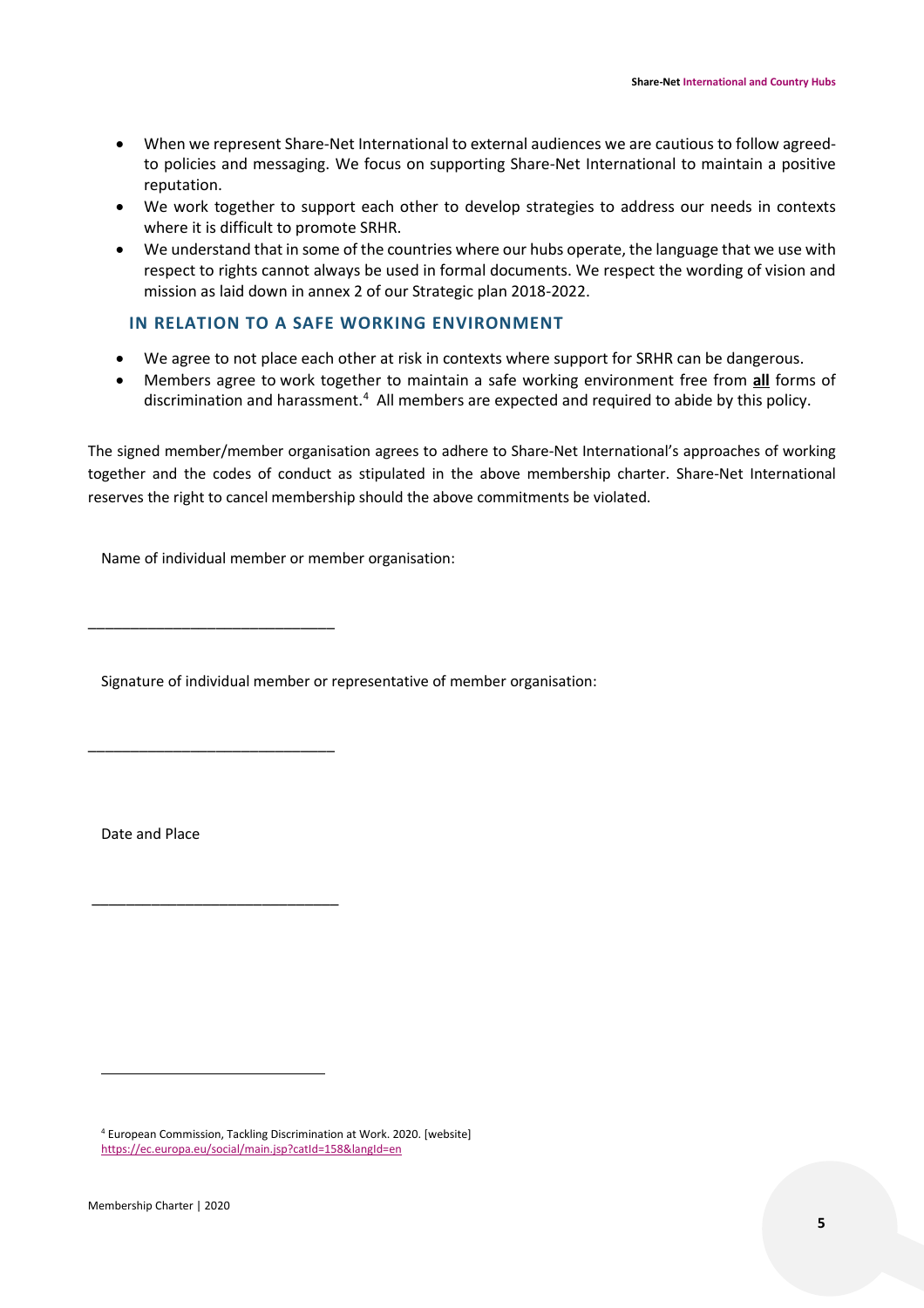- When we represent Share-Net International to external audiences we are cautious to follow agreed-to policies and messaging. We focus on supporting Share-Net International to maintain a positive reputation.
- We work together to support each other to develop strategies to address our needs in contexts where it is difficult to promote SRHR.
- We understand that in some of the countries where our hubs operate, the language that we use with respect to rights cannot always be used in formal documents. We respect the wording of vision and mission as laid down in annex 2 of our Strategic plan 2018-2022.

### IN RELATION TO A SAFE WORKING ENVIRONMENT

- We agree to not place each other at risk in contexts where support for SRHR can be dangerous.
- Members agree to work together to maintain a safe working environment free from **all** forms of discrimination and harassment.[4] All members are expected and required to abide by this policy.

The signed member/member organisation agrees to adhere to Share-Net International's approaches of working together and the codes of conduct as stipulated in the above membership charter. Share-Net International reserves the right to cancel membership should the above commitments be violated.

Name of individual member or member organisation:

______________________________

Signature of individual member or representative of member organisation:

______________________________

Date and Place

______________________________

[4] European Commission, Tackling Discrimination at Work. 2020. [website] https://ec.europa.eu/social/main.jsp?catId=158&langId=en